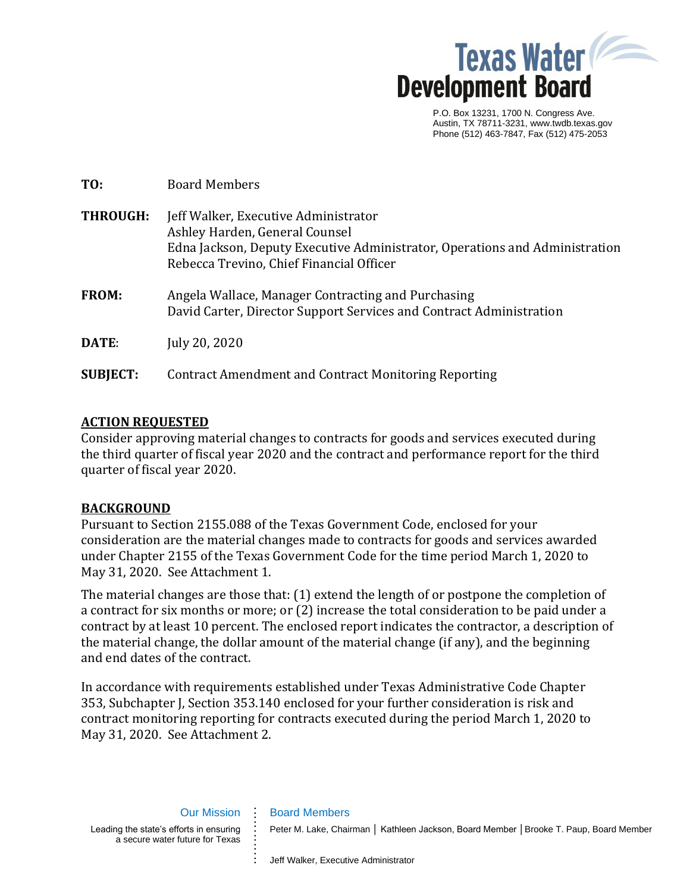Texas Water Development Board

P.O. Box 13231, 1700 N. Congress Ave.
Austin, TX 78711-3231, www.twdb.texas.gov
Phone (512) 463-7847, Fax (512) 475-2053

**TO:** Board Members

**THROUGH:** Jeff Walker, Executive Administrator
Ashley Harden, General Counsel
Edna Jackson, Deputy Executive Administrator, Operations and Administration
Rebecca Trevino, Chief Financial Officer

**FROM:** Angela Wallace, Manager Contracting and Purchasing
David Carter, Director Support Services and Contract Administration

**DATE:** July 20, 2020

**SUBJECT:** Contract Amendment and Contract Monitoring Reporting

## ACTION REQUESTED

Consider approving material changes to contracts for goods and services executed during the third quarter of fiscal year 2020 and the contract and performance report for the third quarter of fiscal year 2020.

## BACKGROUND

Pursuant to Section 2155.088 of the Texas Government Code, enclosed for your consideration are the material changes made to contracts for goods and services awarded under Chapter 2155 of the Texas Government Code for the time period March 1, 2020 to May 31, 2020. See Attachment 1.

The material changes are those that: (1) extend the length of or postpone the completion of a contract for six months or more; or (2) increase the total consideration to be paid under a contract by at least 10 percent. The enclosed report indicates the contractor, a description of the material change, the dollar amount of the material change (if any), and the beginning and end dates of the contract.

In accordance with requirements established under Texas Administrative Code Chapter 353, Subchapter J, Section 353.140 enclosed for your further consideration is risk and contract monitoring reporting for contracts executed during the period March 1, 2020 to May 31, 2020. See Attachment 2.

Our Mission

Leading the state's efforts in ensuring a secure water future for Texas

Board Members

Peter M. Lake, Chairman | Kathleen Jackson, Board Member | Brooke T. Paup, Board Member

Jeff Walker, Executive Administrator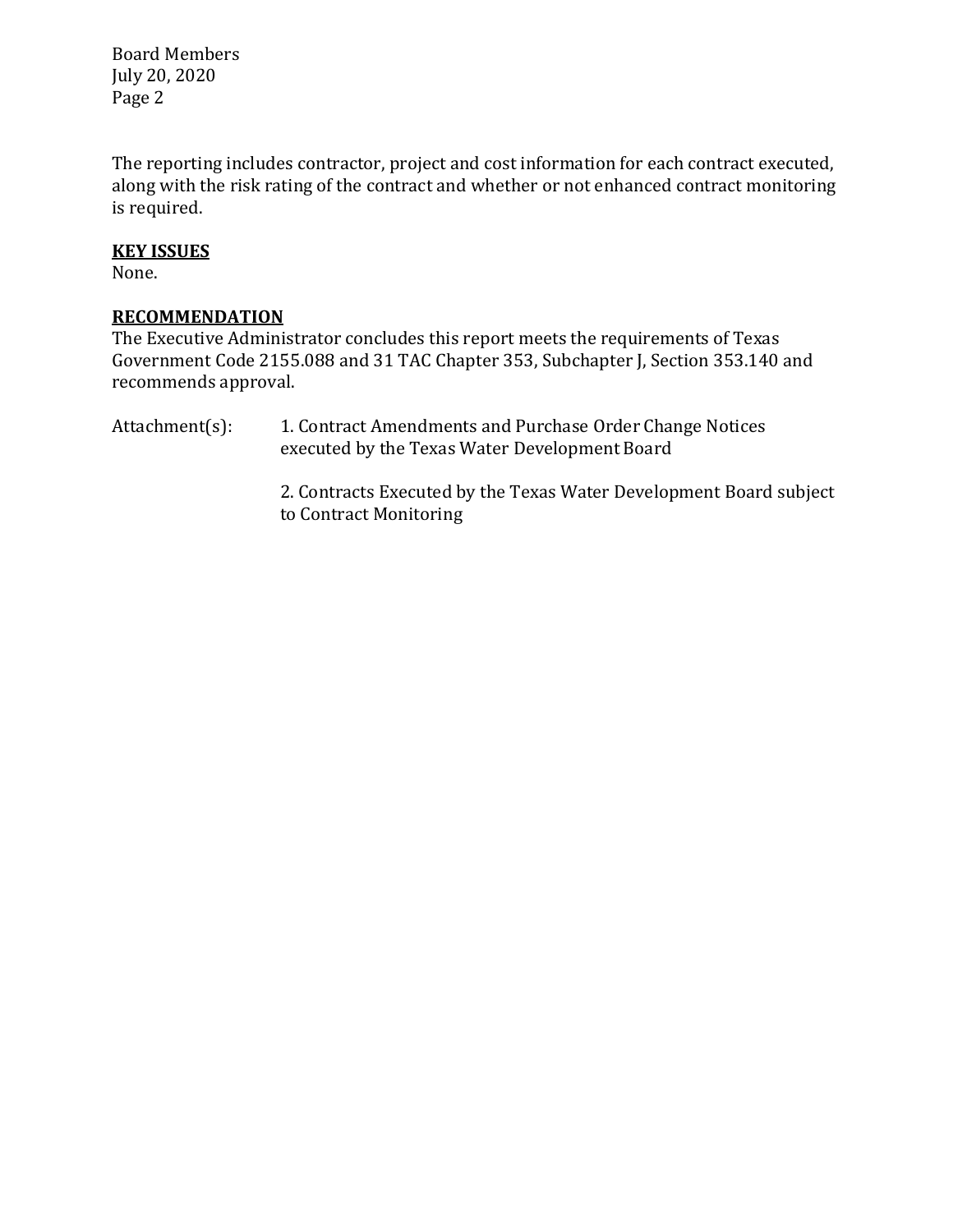The reporting includes contractor, project and cost information for each contract executed, along with the risk rating of the contract and whether or not enhanced contract monitoring is required.

**KEY ISSUES**

None.

**RECOMMENDATION**

The Executive Administrator concludes this report meets the requirements of Texas Government Code 2155.088 and 31 TAC Chapter 353, Subchapter J, Section 353.140 and recommends approval.

Attachment(s):

1. Contract Amendments and Purchase Order Change Notices executed by the Texas Water Development Board

2. Contracts Executed by the Texas Water Development Board subject to Contract Monitoring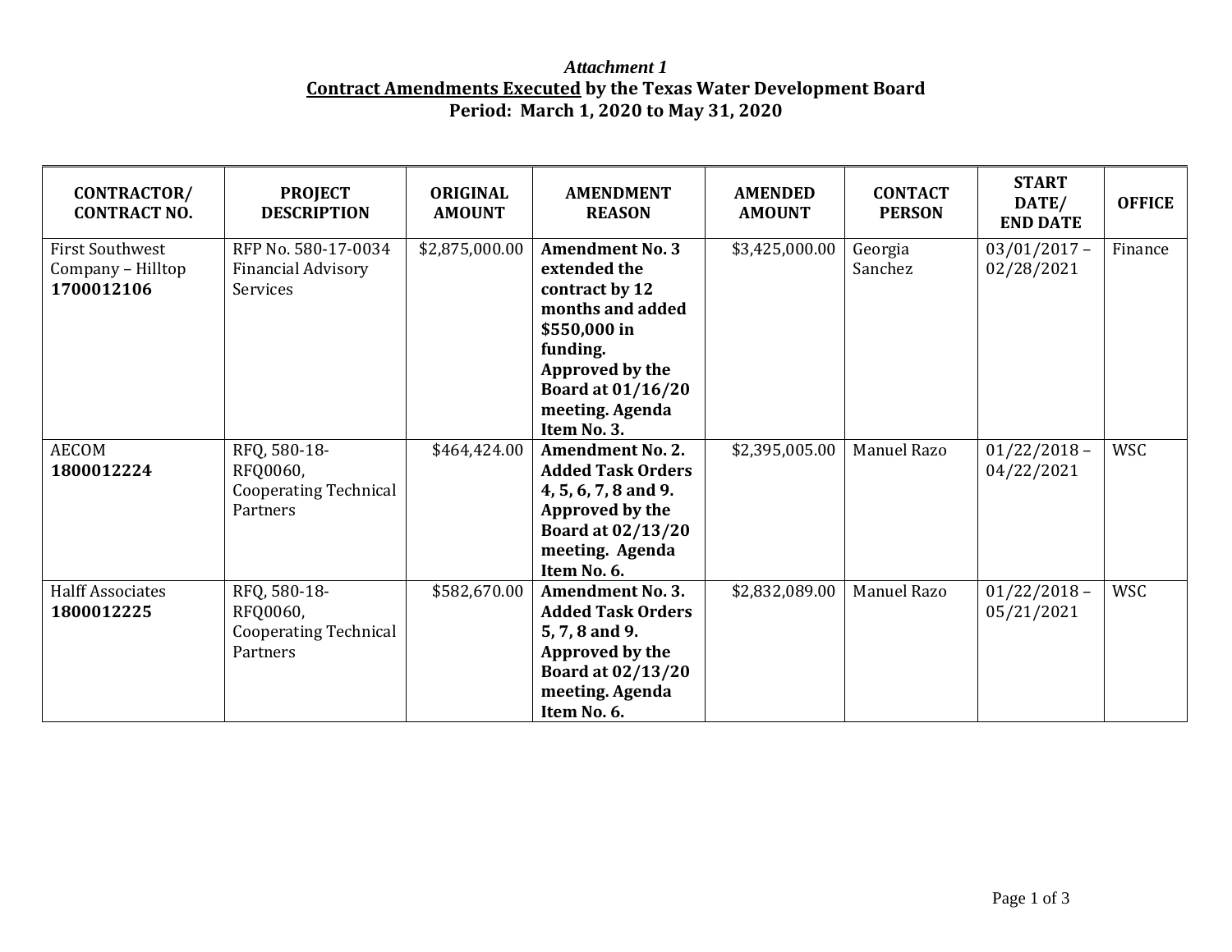*Attachment 1*

**Contract Amendments Executed by the Texas Water Development Board**
**Period: March 1, 2020 to May 31, 2020**

| CONTRACTOR/ CONTRACT NO. | PROJECT DESCRIPTION | ORIGINAL AMOUNT | AMENDMENT REASON | AMENDED AMOUNT | CONTACT PERSON | START DATE/ END DATE | OFFICE |
|---|---|---|---|---|---|---|---|
| First Southwest Company – Hilltop **1700012106** | RFP No. 580-17-0034 Financial Advisory Services | $2,875,000.00 | **Amendment No. 3 extended the contract by 12 months and added $550,000 in funding. Approved by the Board at 01/16/20 meeting. Agenda Item No. 3.** | $3,425,000.00 | Georgia Sanchez | 03/01/2017 – 02/28/2021 | Finance |
| AECOM **1800012224** | RFQ, 580-18-RFQ0060, Cooperating Technical Partners | $464,424.00 | **Amendment No. 2. Added Task Orders 4, 5, 6, 7, 8 and 9. Approved by the Board at 02/13/20 meeting. Agenda Item No. 6.** | $2,395,005.00 | Manuel Razo | 01/22/2018 – 04/22/2021 | WSC |
| Halff Associates **1800012225** | RFQ, 580-18-RFQ0060, Cooperating Technical Partners | $582,670.00 | **Amendment No. 3. Added Task Orders 5, 7, 8 and 9. Approved by the Board at 02/13/20 meeting. Agenda Item No. 6.** | $2,832,089.00 | Manuel Razo | 01/22/2018 – 05/21/2021 | WSC |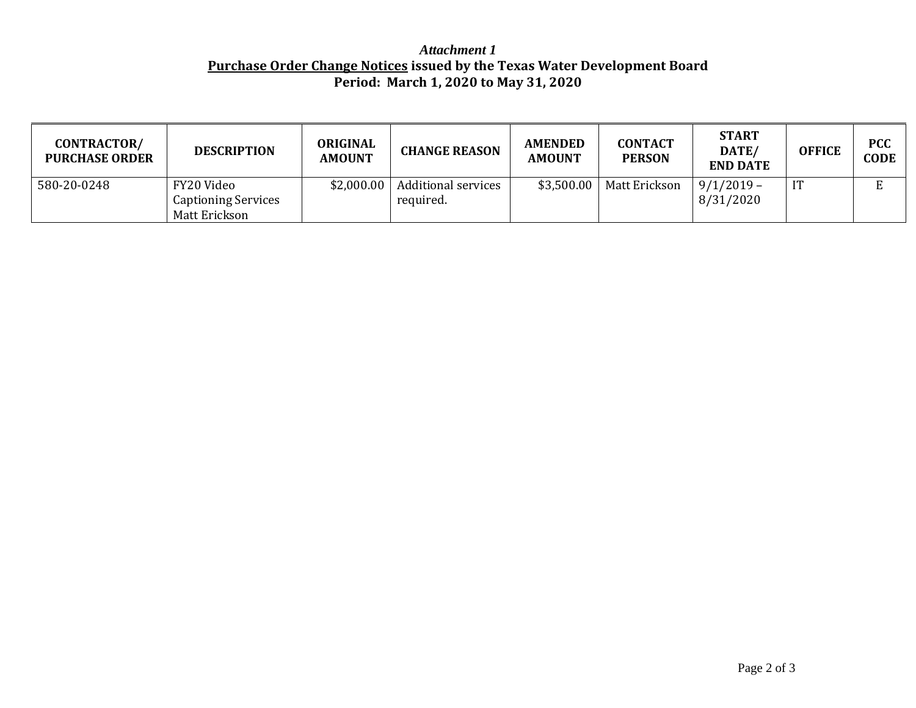*Attachment 1*

**Purchase Order Change Notices issued by the Texas Water Development Board**

**Period: March 1, 2020 to May 31, 2020**

| CONTRACTOR/ PURCHASE ORDER | DESCRIPTION | ORIGINAL AMOUNT | CHANGE REASON | AMENDED AMOUNT | CONTACT PERSON | START DATE/ END DATE | OFFICE | PCC CODE |
|---|---|---|---|---|---|---|---|---|
| 580-20-0248 | FY20 Video Captioning Services Matt Erickson | $2,000.00 | Additional services required. | $3,500.00 | Matt Erickson | 9/1/2019 – 8/31/2020 | IT | E |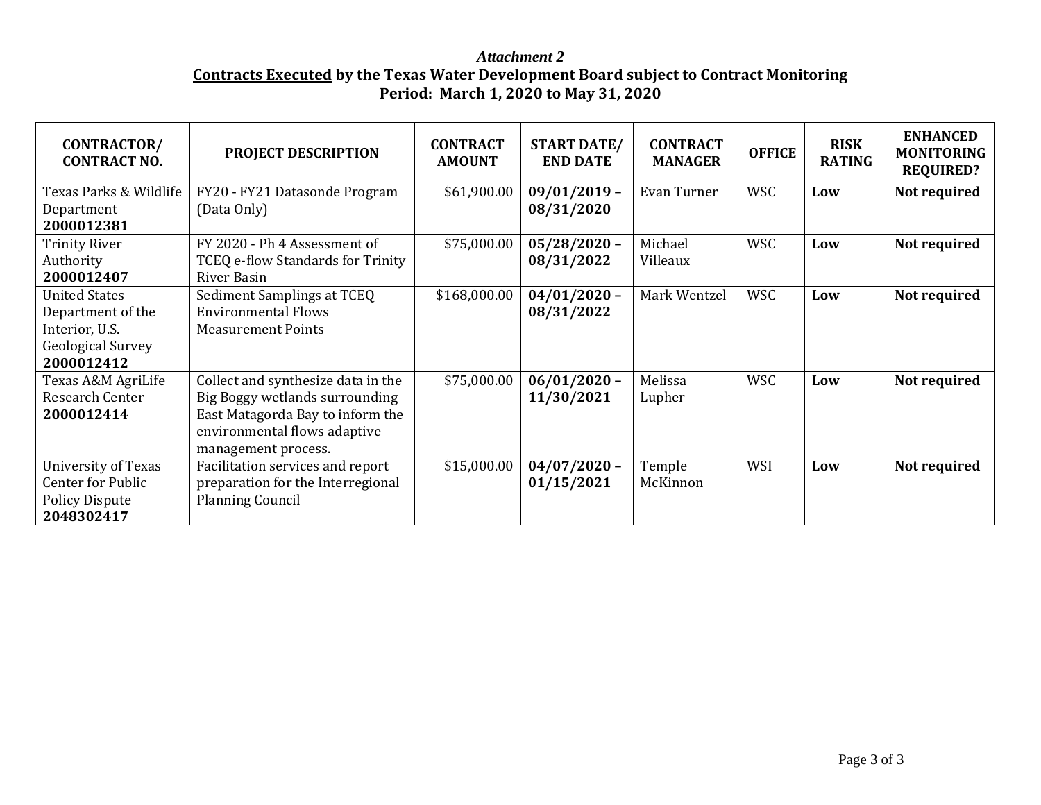*Attachment 2*

**<u>Contracts Executed</u> by the Texas Water Development Board subject to Contract Monitoring**
**Period: March 1, 2020 to May 31, 2020**

| CONTRACTOR/ CONTRACT NO. | PROJECT DESCRIPTION | CONTRACT AMOUNT | START DATE/ END DATE | CONTRACT MANAGER | OFFICE | RISK RATING | ENHANCED MONITORING REQUIRED? |
|---|---|---|---|---|---|---|---|
| Texas Parks & Wildlife Department **2000012381** | FY20 - FY21 Datasonde Program (Data Only) | $61,900.00 | **09/01/2019 – 08/31/2020** | Evan Turner | WSC | **Low** | **Not required** |
| Trinity River Authority **2000012407** | FY 2020 - Ph 4 Assessment of TCEQ e-flow Standards for Trinity River Basin | $75,000.00 | **05/28/2020 – 08/31/2022** | Michael Villeaux | WSC | **Low** | **Not required** |
| United States Department of the Interior, U.S. Geological Survey **2000012412** | Sediment Samplings at TCEQ Environmental Flows Measurement Points | $168,000.00 | **04/01/2020 – 08/31/2022** | Mark Wentzel | WSC | **Low** | **Not required** |
| Texas A&M AgriLife Research Center **2000012414** | Collect and synthesize data in the Big Boggy wetlands surrounding East Matagorda Bay to inform the environmental flows adaptive management process. | $75,000.00 | **06/01/2020 – 11/30/2021** | Melissa Lupher | WSC | **Low** | **Not required** |
| University of Texas Center for Public Policy Dispute **2048302417** | Facilitation services and report preparation for the Interregional Planning Council | $15,000.00 | **04/07/2020 – 01/15/2021** | Temple McKinnon | WSI | **Low** | **Not required** |